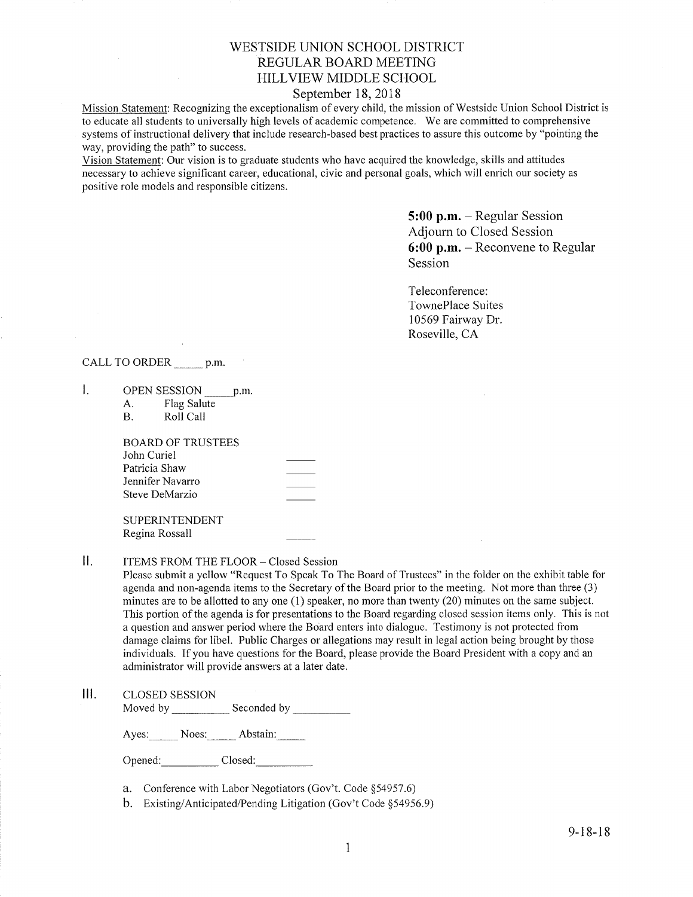# WESTSIDE UNION SCHOOL DISTRICT
## REGULAR BOARD MEETING
## HILLVIEW MIDDLE SCHOOL
### September 18, 2018

Mission Statement: Recognizing the exceptionalism of every child, the mission of Westside Union School District is to educate all students to universally high levels of academic competence. We are committed to comprehensive systems of instructional delivery that include research-based best practices to assure this outcome by "pointing the way, providing the path" to success.

Vision Statement: Our vision is to graduate students who have acquired the knowledge, skills and attitudes necessary to achieve significant career, educational, civic and personal goals, which will enrich our society as positive role models and responsible citizens.

**5:00 p.m.** – Regular Session
Adjourn to Closed Session
**6:00 p.m.** – Reconvene to Regular Session

Teleconference:
TownePlace Suites
10569 Fairway Dr.
Roseville, CA

CALL TO ORDER _____ p.m.

I. OPEN SESSION _____ p.m.
   A. Flag Salute
   B. Roll Call

   BOARD OF TRUSTEES
   John Curiel _____
   Patricia Shaw _____
   Jennifer Navarro _____
   Steve DeMarzio _____

   SUPERINTENDENT
   Regina Rossall _____

II. ITEMS FROM THE FLOOR – Closed Session

Please submit a yellow "Request To Speak To The Board of Trustees" in the folder on the exhibit table for agenda and non-agenda items to the Secretary of the Board prior to the meeting. Not more than three (3) minutes are to be allotted to any one (1) speaker, no more than twenty (20) minutes on the same subject. This portion of the agenda is for presentations to the Board regarding closed session items only. This is not a question and answer period where the Board enters into dialogue. Testimony is not protected from damage claims for libel. Public Charges or allegations may result in legal action being brought by those individuals. If you have questions for the Board, please provide the Board President with a copy and an administrator will provide answers at a later date.

III. CLOSED SESSION

Moved by __________ Seconded by __________

Ayes: _____ Noes: _____ Abstain: _____

Opened: __________ Closed: __________

a. Conference with Labor Negotiators (Gov't. Code §54957.6)
b. Existing/Anticipated/Pending Litigation (Gov't Code §54956.9)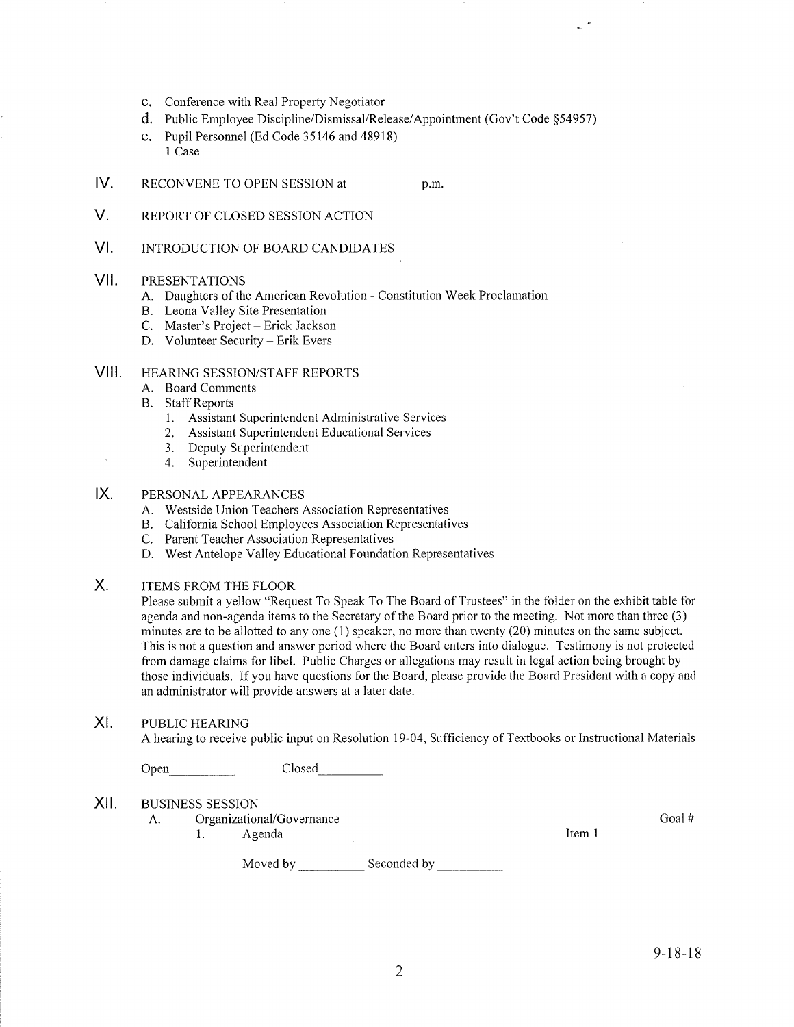c. Conference with Real Property Negotiator
d. Public Employee Discipline/Dismissal/Release/Appointment (Gov't Code §54957)
e. Pupil Personnel (Ed Code 35146 and 48918)
   1 Case

IV. RECONVENE TO OPEN SESSION at __________ p.m.

V. REPORT OF CLOSED SESSION ACTION

VI. INTRODUCTION OF BOARD CANDIDATES

VII. PRESENTATIONS
   A. Daughters of the American Revolution - Constitution Week Proclamation
   B. Leona Valley Site Presentation
   C. Master's Project – Erick Jackson
   D. Volunteer Security – Erik Evers

VIII. HEARING SESSION/STAFF REPORTS
   A. Board Comments
   B. Staff Reports
      1. Assistant Superintendent Administrative Services
      2. Assistant Superintendent Educational Services
      3. Deputy Superintendent
      4. Superintendent

IX. PERSONAL APPEARANCES
   A. Westside Union Teachers Association Representatives
   B. California School Employees Association Representatives
   C. Parent Teacher Association Representatives
   D. West Antelope Valley Educational Foundation Representatives

X. ITEMS FROM THE FLOOR

Please submit a yellow "Request To Speak To The Board of Trustees" in the folder on the exhibit table for agenda and non-agenda items to the Secretary of the Board prior to the meeting. Not more than three (3) minutes are to be allotted to any one (1) speaker, no more than twenty (20) minutes on the same subject. This is not a question and answer period where the Board enters into dialogue. Testimony is not protected from damage claims for libel. Public Charges or allegations may result in legal action being brought by those individuals. If you have questions for the Board, please provide the Board President with a copy and an administrator will provide answers at a later date.

XI. PUBLIC HEARING

A hearing to receive public input on Resolution 19-04, Sufficiency of Textbooks or Instructional Materials

Open__________ Closed__________

XII. BUSINESS SESSION
   A. Organizational/Governance — Goal #
      1. Agenda — Item 1

      Moved by __________ Seconded by __________

9-18-18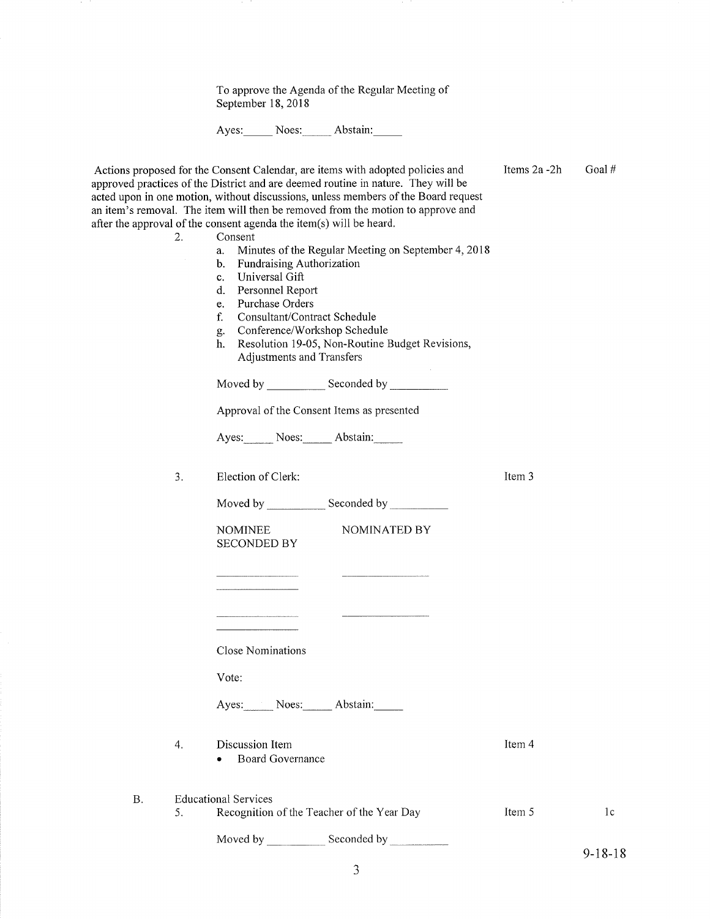To approve the Agenda of the Regular Meeting of September 18, 2018

Ayes:_____ Noes:_____ Abstain:_____

Actions proposed for the Consent Calendar, are items with adopted policies and approved practices of the District and are deemed routine in nature. They will be acted upon in one motion, without discussions, unless members of the Board request an item's removal. The item will then be removed from the motion to approve and after the approval of the consent agenda the item(s) will be heard.

Items 2a -2h    Goal #

2. Consent
   a. Minutes of the Regular Meeting on September 4, 2018
   b. Fundraising Authorization
   c. Universal Gift
   d. Personnel Report
   e. Purchase Orders
   f. Consultant/Contract Schedule
   g. Conference/Workshop Schedule
   h. Resolution 19-05, Non-Routine Budget Revisions, Adjustments and Transfers

   Moved by __________ Seconded by __________

   Approval of the Consent Items as presented

   Ayes:_____ Noes:_____ Abstain:_____

3. Election of Clerk:    Item 3

   Moved by __________ Seconded by __________

   NOMINEE    NOMINATED BY
   SECONDED BY

   ______________    ______________
   ______________

   ______________    ______________
   ______________

   Close Nominations

   Vote:

   Ayes:_____ Noes:_____ Abstain:_____

4. Discussion Item    Item 4
   - Board Governance

B. Educational Services

5. Recognition of the Teacher of the Year Day    Item 5    1c

   Moved by __________ Seconded by __________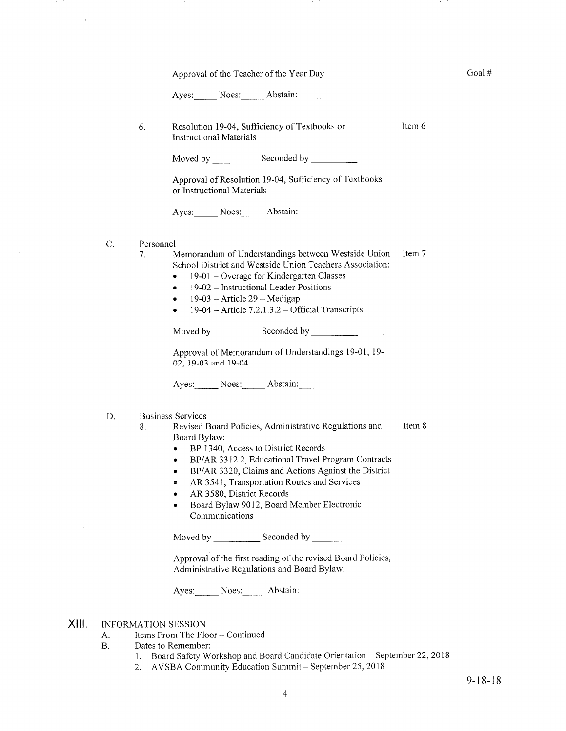Approval of the Teacher of the Year Day

Goal #

Ayes:_____ Noes:_____ Abstain:_____

6. Resolution 19-04, Sufficiency of Textbooks or Instructional Materials — Item 6

   Moved by __________ Seconded by __________

   Approval of Resolution 19-04, Sufficiency of Textbooks or Instructional Materials

   Ayes:_____ Noes:_____ Abstain:_____

C. Personnel

7. Memorandum of Understandings between Westside Union School District and Westside Union Teachers Association: — Item 7
   - 19-01 – Overage for Kindergarten Classes
   - 19-02 – Instructional Leader Positions
   - 19-03 – Article 29 – Medigap
   - 19-04 – Article 7.2.1.3.2 – Official Transcripts

   Moved by __________ Seconded by __________

   Approval of Memorandum of Understandings 19-01, 19-02, 19-03 and 19-04

   Ayes:_____ Noes:_____ Abstain:_____

D. Business Services

8. Revised Board Policies, Administrative Regulations and Board Bylaw: — Item 8
   - BP 1340, Access to District Records
   - BP/AR 3312.2, Educational Travel Program Contracts
   - BP/AR 3320, Claims and Actions Against the District
   - AR 3541, Transportation Routes and Services
   - AR 3580, District Records
   - Board Bylaw 9012, Board Member Electronic Communications

   Moved by __________ Seconded by __________

   Approval of the first reading of the revised Board Policies, Administrative Regulations and Board Bylaw.

   Ayes:_____ Noes:_____ Abstain:____

## XIII. INFORMATION SESSION

A. Items From The Floor – Continued

B. Dates to Remember:
   1. Board Safety Workshop and Board Candidate Orientation – September 22, 2018
   2. AVSBA Community Education Summit – September 25, 2018

9-18-18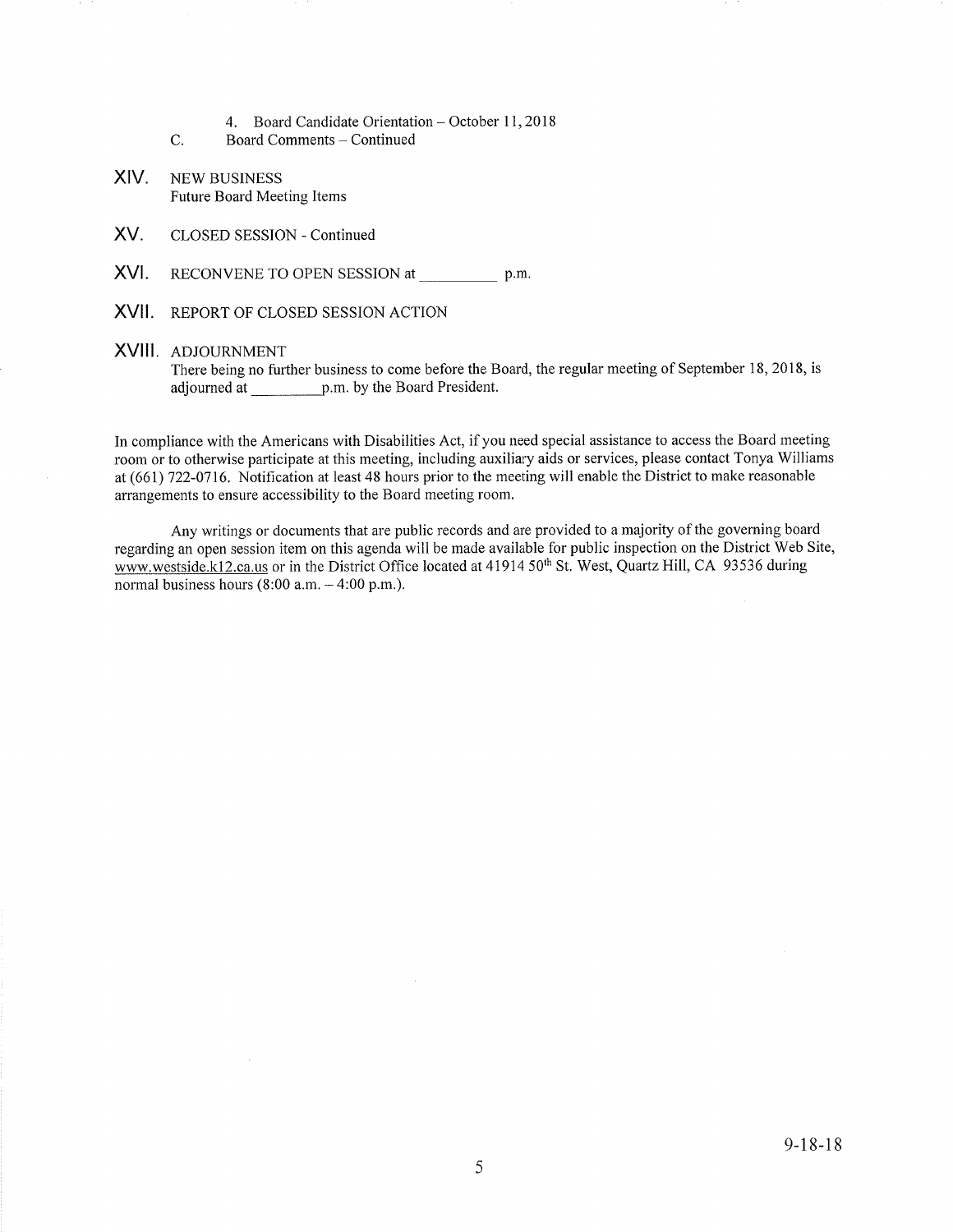4. Board Candidate Orientation – October 11, 2018

C. Board Comments – Continued

XIV. NEW BUSINESS
Future Board Meeting Items

XV. CLOSED SESSION - Continued

XVI. RECONVENE TO OPEN SESSION at __________ p.m.

XVII. REPORT OF CLOSED SESSION ACTION

XVIII. ADJOURNMENT
There being no further business to come before the Board, the regular meeting of September 18, 2018, is adjourned at __________p.m. by the Board President.

In compliance with the Americans with Disabilities Act, if you need special assistance to access the Board meeting room or to otherwise participate at this meeting, including auxiliary aids or services, please contact Tonya Williams at (661) 722-0716. Notification at least 48 hours prior to the meeting will enable the District to make reasonable arrangements to ensure accessibility to the Board meeting room.

Any writings or documents that are public records and are provided to a majority of the governing board regarding an open session item on this agenda will be made available for public inspection on the District Web Site, www.westside.k12.ca.us or in the District Office located at 41914 50th St. West, Quartz Hill, CA 93536 during normal business hours (8:00 a.m. – 4:00 p.m.).

9-18-18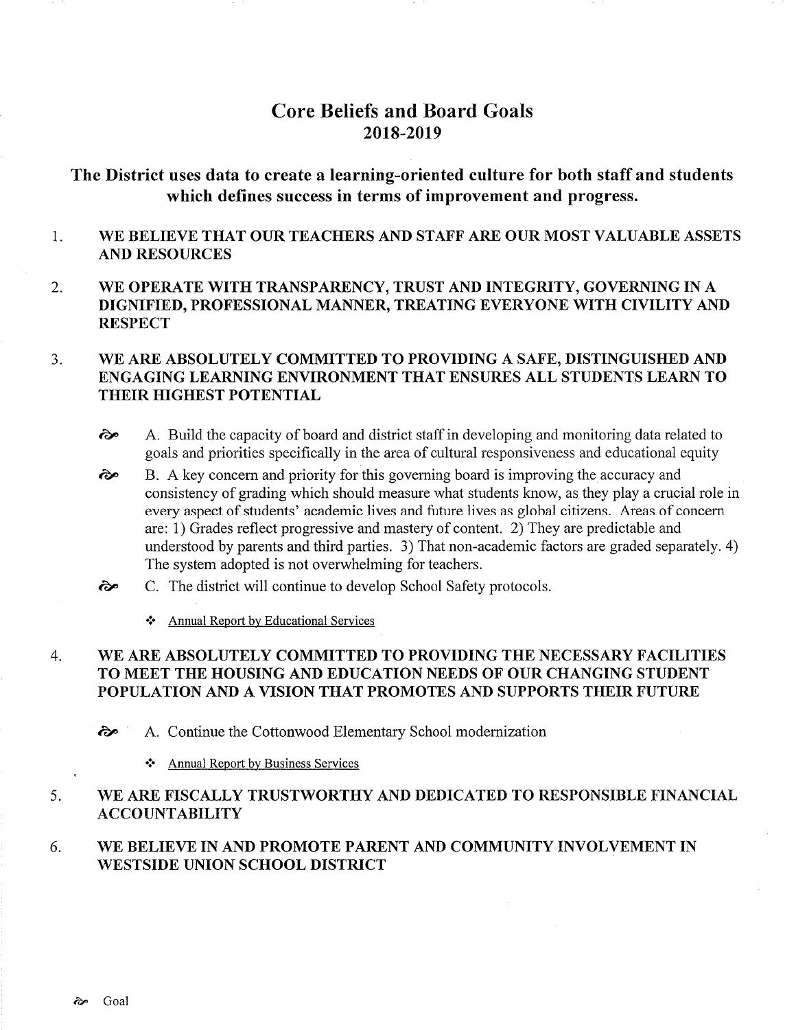# Core Beliefs and Board Goals
## 2018-2019

### The District uses data to create a learning-oriented culture for both staff and students which defines success in terms of improvement and progress.

1. **WE BELIEVE THAT OUR TEACHERS AND STAFF ARE OUR MOST VALUABLE ASSETS AND RESOURCES**

2. **WE OPERATE WITH TRANSPARENCY, TRUST AND INTEGRITY, GOVERNING IN A DIGNIFIED, PROFESSIONAL MANNER, TREATING EVERYONE WITH CIVILITY AND RESPECT**

3. **WE ARE ABSOLUTELY COMMITTED TO PROVIDING A SAFE, DISTINGUISHED AND ENGAGING LEARNING ENVIRONMENT THAT ENSURES ALL STUDENTS LEARN TO THEIR HIGHEST POTENTIAL**

   - ☙ A. Build the capacity of board and district staff in developing and monitoring data related to goals and priorities specifically in the area of cultural responsiveness and educational equity
   - ☙ B. A key concern and priority for this governing board is improving the accuracy and consistency of grading which should measure what students know, as they play a crucial role in every aspect of students' academic lives and future lives as global citizens. Areas of concern are: 1) Grades reflect progressive and mastery of content. 2) They are predictable and understood by parents and third parties. 3) That non-academic factors are graded separately. 4) The system adopted is not overwhelming for teachers.
   - ☙ C. The district will continue to develop School Safety protocols.
     - ❖ Annual Report by Educational Services

4. **WE ARE ABSOLUTELY COMMITTED TO PROVIDING THE NECESSARY FACILITIES TO MEET THE HOUSING AND EDUCATION NEEDS OF OUR CHANGING STUDENT POPULATION AND A VISION THAT PROMOTES AND SUPPORTS THEIR FUTURE**

   - ☙ A. Continue the Cottonwood Elementary School modernization
     - ❖ Annual Report by Business Services

5. **WE ARE FISCALLY TRUSTWORTHY AND DEDICATED TO RESPONSIBLE FINANCIAL ACCOUNTABILITY**

6. **WE BELIEVE IN AND PROMOTE PARENT AND COMMUNITY INVOLVEMENT IN WESTSIDE UNION SCHOOL DISTRICT**

☙ Goal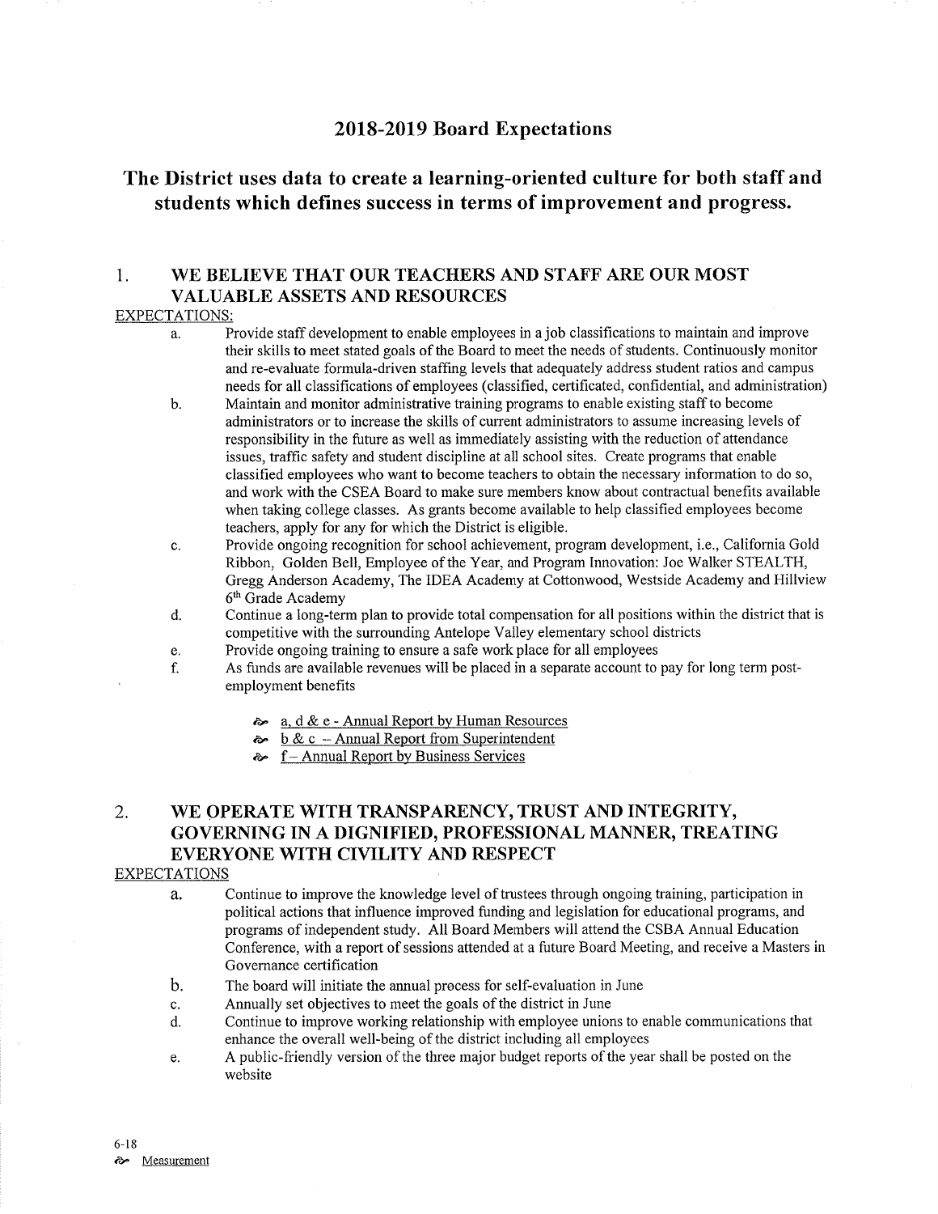# 2018-2019 Board Expectations

## The District uses data to create a learning-oriented culture for both staff and students which defines success in terms of improvement and progress.

### 1. WE BELIEVE THAT OUR TEACHERS AND STAFF ARE OUR MOST VALUABLE ASSETS AND RESOURCES

EXPECTATIONS:

a. Provide staff development to enable employees in a job classifications to maintain and improve their skills to meet stated goals of the Board to meet the needs of students. Continuously monitor and re-evaluate formula-driven staffing levels that adequately address student ratios and campus needs for all classifications of employees (classified, certificated, confidential, and administration)

b. Maintain and monitor administrative training programs to enable existing staff to become administrators or to increase the skills of current administrators to assume increasing levels of responsibility in the future as well as immediately assisting with the reduction of attendance issues, traffic safety and student discipline at all school sites. Create programs that enable classified employees who want to become teachers to obtain the necessary information to do so, and work with the CSEA Board to make sure members know about contractual benefits available when taking college classes. As grants become available to help classified employees become teachers, apply for any for which the District is eligible.

c. Provide ongoing recognition for school achievement, program development, i.e., California Gold Ribbon, Golden Bell, Employee of the Year, and Program Innovation: Joe Walker STEALTH, Gregg Anderson Academy, The IDEA Academy at Cottonwood, Westside Academy and Hillview 6th Grade Academy

d. Continue a long-term plan to provide total compensation for all positions within the district that is competitive with the surrounding Antelope Valley elementary school districts

e. Provide ongoing training to ensure a safe work place for all employees

f. As funds are available revenues will be placed in a separate account to pay for long term post-employment benefits

- a, d & e - Annual Report by Human Resources
- b & c – Annual Report from Superintendent
- f – Annual Report by Business Services

### 2. WE OPERATE WITH TRANSPARENCY, TRUST AND INTEGRITY, GOVERNING IN A DIGNIFIED, PROFESSIONAL MANNER, TREATING EVERYONE WITH CIVILITY AND RESPECT

EXPECTATIONS

a. Continue to improve the knowledge level of trustees through ongoing training, participation in political actions that influence improved funding and legislation for educational programs, and programs of independent study. All Board Members will attend the CSBA Annual Education Conference, with a report of sessions attended at a future Board Meeting, and receive a Masters in Governance certification

b. The board will initiate the annual process for self-evaluation in June

c. Annually set objectives to meet the goals of the district in June

d. Continue to improve working relationship with employee unions to enable communications that enhance the overall well-being of the district including all employees

e. A public-friendly version of the three major budget reports of the year shall be posted on the website

6-18

Measurement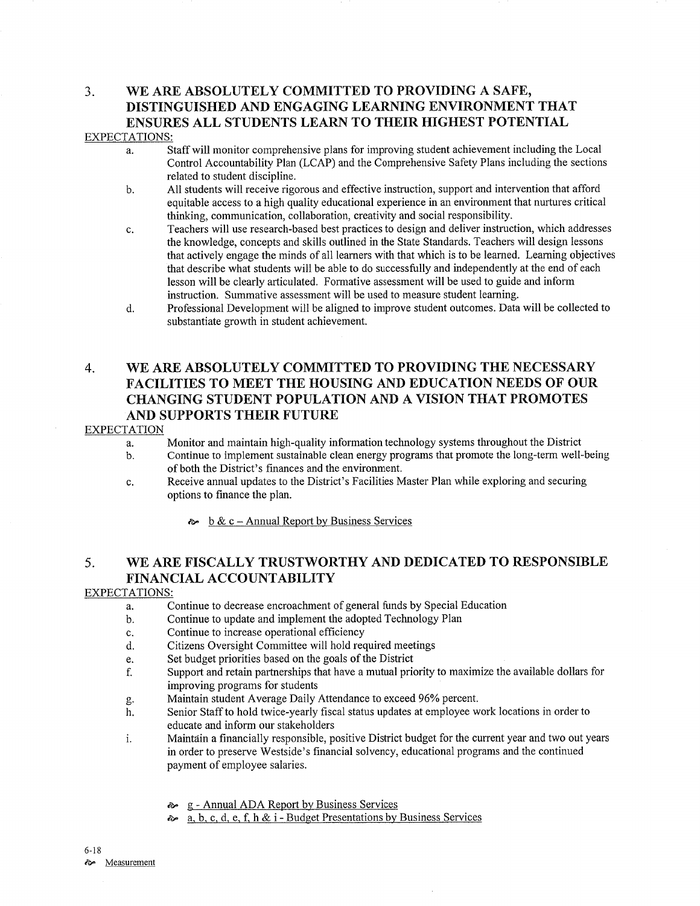## 3. WE ARE ABSOLUTELY COMMITTED TO PROVIDING A SAFE, DISTINGUISHED AND ENGAGING LEARNING ENVIRONMENT THAT ENSURES ALL STUDENTS LEARN TO THEIR HIGHEST POTENTIAL

EXPECTATIONS:

a. Staff will monitor comprehensive plans for improving student achievement including the Local Control Accountability Plan (LCAP) and the Comprehensive Safety Plans including the sections related to student discipline.

b. All students will receive rigorous and effective instruction, support and intervention that afford equitable access to a high quality educational experience in an environment that nurtures critical thinking, communication, collaboration, creativity and social responsibility.

c. Teachers will use research-based best practices to design and deliver instruction, which addresses the knowledge, concepts and skills outlined in the State Standards. Teachers will design lessons that actively engage the minds of all learners with that which is to be learned. Learning objectives that describe what students will be able to do successfully and independently at the end of each lesson will be clearly articulated. Formative assessment will be used to guide and inform instruction. Summative assessment will be used to measure student learning.

d. Professional Development will be aligned to improve student outcomes. Data will be collected to substantiate growth in student achievement.

## 4. WE ARE ABSOLUTELY COMMITTED TO PROVIDING THE NECESSARY FACILITIES TO MEET THE HOUSING AND EDUCATION NEEDS OF OUR CHANGING STUDENT POPULATION AND A VISION THAT PROMOTES AND SUPPORTS THEIR FUTURE

EXPECTATION

a. Monitor and maintain high-quality information technology systems throughout the District

b. Continue to implement sustainable clean energy programs that promote the long-term well-being of both the District's finances and the environment.

c. Receive annual updates to the District's Facilities Master Plan while exploring and securing options to finance the plan.

- b & c – Annual Report by Business Services

## 5. WE ARE FISCALLY TRUSTWORTHY AND DEDICATED TO RESPONSIBLE FINANCIAL ACCOUNTABILITY

EXPECTATIONS:

a. Continue to decrease encroachment of general funds by Special Education

b. Continue to update and implement the adopted Technology Plan

c. Continue to increase operational efficiency

d. Citizens Oversight Committee will hold required meetings

e. Set budget priorities based on the goals of the District

f. Support and retain partnerships that have a mutual priority to maximize the available dollars for improving programs for students

g. Maintain student Average Daily Attendance to exceed 96% percent.

h. Senior Staff to hold twice-yearly fiscal status updates at employee work locations in order to educate and inform our stakeholders

i. Maintain a financially responsible, positive District budget for the current year and two out years in order to preserve Westside's financial solvency, educational programs and the continued payment of employee salaries.

- g - Annual ADA Report by Business Services
- a, b, c, d, e, f, h & i - Budget Presentations by Business Services

6-18

Measurement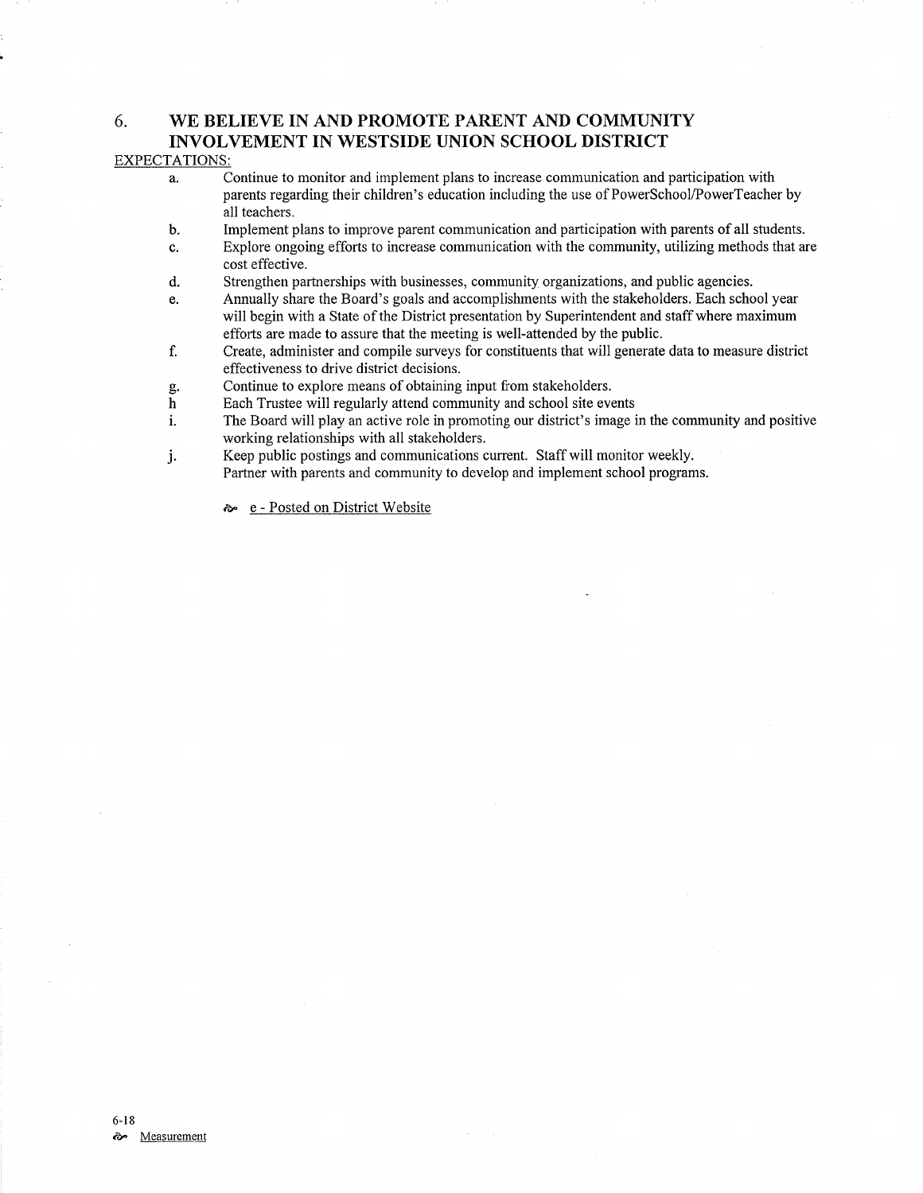## 6. WE BELIEVE IN AND PROMOTE PARENT AND COMMUNITY INVOLVEMENT IN WESTSIDE UNION SCHOOL DISTRICT

EXPECTATIONS:

a. Continue to monitor and implement plans to increase communication and participation with parents regarding their children's education including the use of PowerSchool/PowerTeacher by all teachers.

b. Implement plans to improve parent communication and participation with parents of all students.

c. Explore ongoing efforts to increase communication with the community, utilizing methods that are cost effective.

d. Strengthen partnerships with businesses, community organizations, and public agencies.

e. Annually share the Board's goals and accomplishments with the stakeholders. Each school year will begin with a State of the District presentation by Superintendent and staff where maximum efforts are made to assure that the meeting is well-attended by the public.

f. Create, administer and compile surveys for constituents that will generate data to measure district effectiveness to drive district decisions.

g. Continue to explore means of obtaining input from stakeholders.

h Each Trustee will regularly attend community and school site events

i. The Board will play an active role in promoting our district's image in the community and positive working relationships with all stakeholders.

j. Keep public postings and communications current. Staff will monitor weekly.
Partner with parents and community to develop and implement school programs.

&#8226; e - Posted on District Website

6-18

&#8226; Measurement